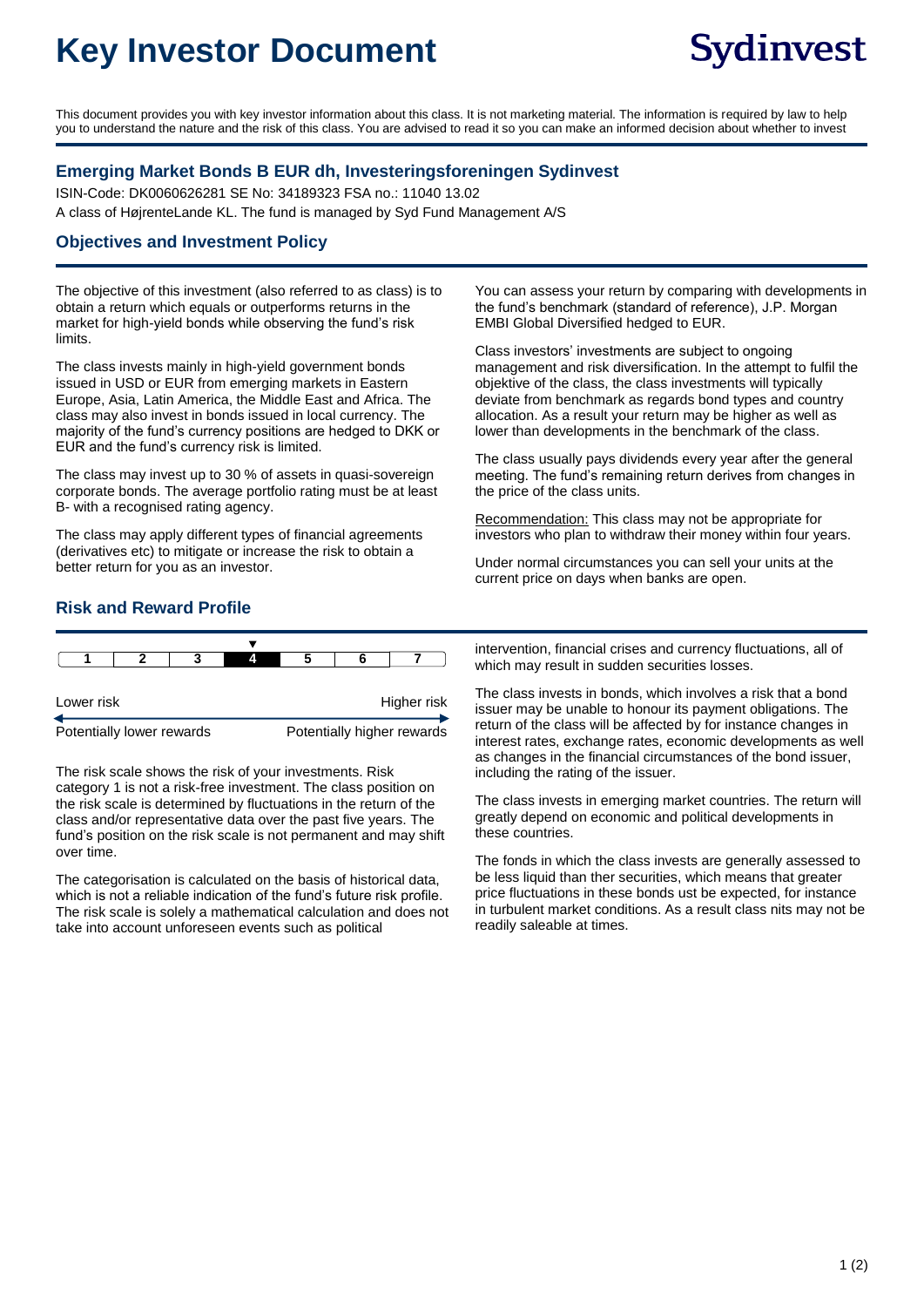# Key Investor Document

Sydinvest

This document provides you with key investor information about this class. It is not marketing material. The information is required by law to help you to understand the nature and the risk of this class. You are advised to read it so you can make an informed decision about whether to invest

### Emerging Market Bonds B EUR dh, Investeringsforeningen Sydinvest

ISIN-Code: DK0060626281 SE No: 34189323 FSA no.: 11040 13.02

A class of HøjrenteLande KL. The fund is managed by Syd Fund Management A/S

## Objectives and Investment Policy

The objective of this investment (also referred to as class) is to obtain a return which equals or outperforms returns in the market for high-yield bonds while observing the fund's risk limits.

The class invests mainly in high-yield government bonds issued in USD or EUR from emerging markets in Eastern Europe, Asia, Latin America, the Middle East and Africa. The class may also invest in bonds issued in local currency. The majority of the fund's currency positions are hedged to DKK or EUR and the fund's currency risk is limited.

The class may invest up to 30 % of assets in quasi-sovereign corporate bonds. The average portfolio rating must be at least B- with a recognised rating agency.

The class may apply different types of financial agreements (derivatives etc) to mitigate or increase the risk to obtain a better return for you as an investor.

You can assess your return by comparing with developments in the fund's benchmark (standard of reference), J.P. Morgan EMBI Global Diversified hedged to EUR.

Class investors' investments are subject to ongoing management and risk diversification. In the attempt to fulfil the objektive of the class, the class investments will typically deviate from benchmark as regards bond types and country allocation. As a result your return may be higher as well as lower than developments in the benchmark of the class.

The class usually pays dividends every year after the general meeting. The fund's remaining return derives from changes in the price of the class units.

Recommendation: This class may not be appropriate for investors who plan to withdraw their money within four years.

Under normal circumstances you can sell your units at the current price on days when banks are open.

## Risk and Reward Profile

| 1 | 2 | 3 | **4** | 5 | 6 | 7 |
|---|---|---|---|---|---|---|

Lower risk — Higher risk

Potentially lower rewards — Potentially higher rewards

The risk scale shows the risk of your investments. Risk category 1 is not a risk-free investment. The class position on the risk scale is determined by fluctuations in the return of the class and/or representative data over the past five years. The fund's position on the risk scale is not permanent and may shift over time.

The categorisation is calculated on the basis of historical data, which is not a reliable indication of the fund's future risk profile. The risk scale is solely a mathematical calculation and does not take into account unforeseen events such as political intervention, financial crises and currency fluctuations, all of which may result in sudden securities losses.

The class invests in bonds, which involves a risk that a bond issuer may be unable to honour its payment obligations. The return of the class will be affected by for instance changes in interest rates, exchange rates, economic developments as well as changes in the financial circumstances of the bond issuer, including the rating of the issuer.

The class invests in emerging market countries. The return will greatly depend on economic and political developments in these countries.

The fonds in which the class invests are generally assessed to be less liquid than ther securities, which means that greater price fluctuations in these bonds ust be expected, for instance in turbulent market conditions. As a result class nits may not be readily saleable at times.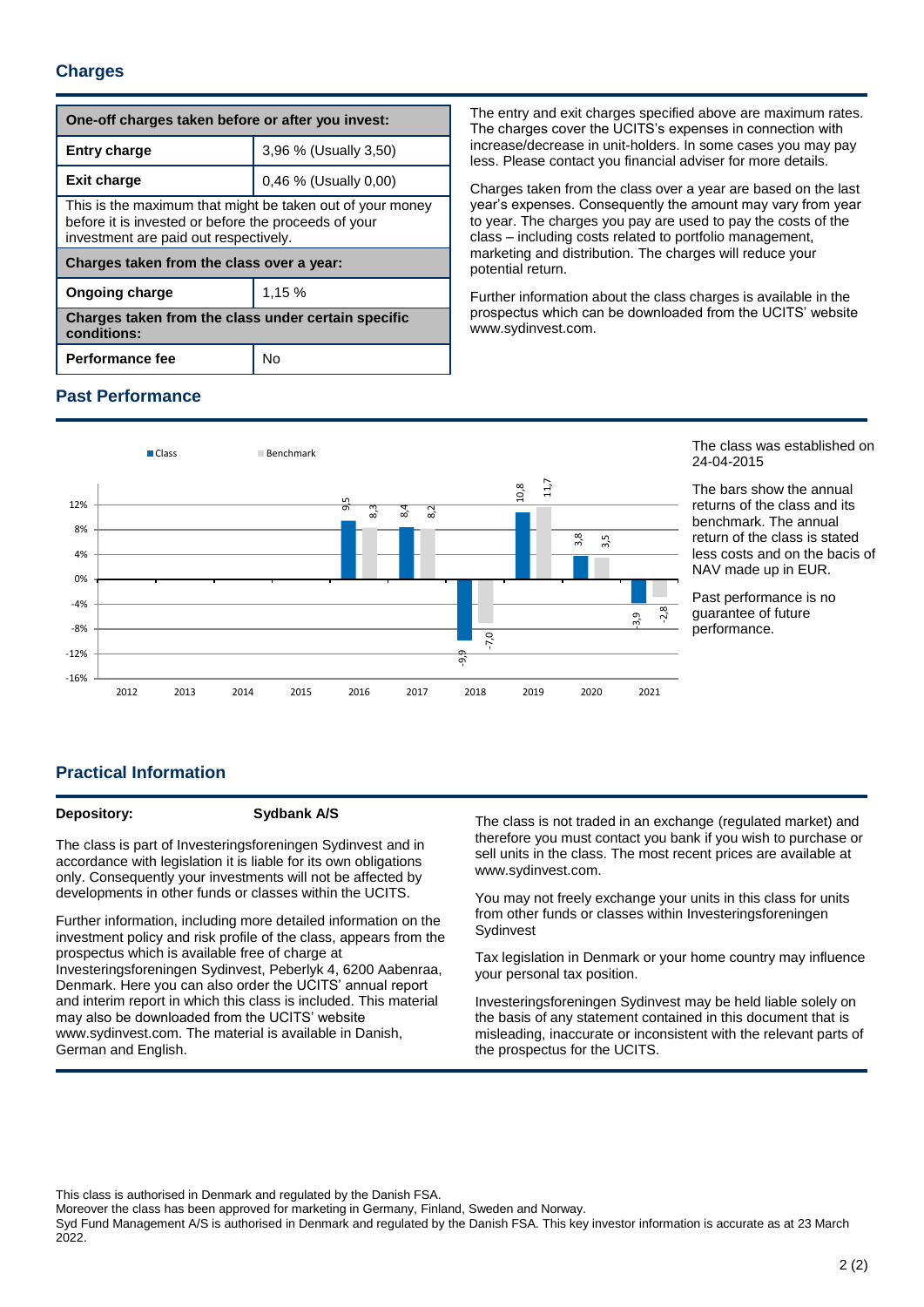## Charges

| One-off charges taken before or after you invest: | |
|---|---|
| **Entry charge** | 3,96 % (Usually 3,50) |
| **Exit charge** | 0,46 % (Usually 0,00) |
| This is the maximum that might be taken out of your money before it is invested or before the proceeds of your investment are paid out respectively. | |
| **Charges taken from the class over a year:** | |
| **Ongoing charge** | 1,15 % |
| **Charges taken from the class under certain specific conditions:** | |
| **Performance fee** | No |

The entry and exit charges specified above are maximum rates. The charges cover the UCITS's expenses in connection with increase/decrease in unit-holders. In some cases you may pay less. Please contact you financial adviser for more details.

Charges taken from the class over a year are based on the last year's expenses. Consequently the amount may vary from year to year. The charges you pay are used to pay the costs of the class – including costs related to portfolio management, marketing and distribution. The charges will reduce your potential return.

Further information about the class charges is available in the prospectus which can be downloaded from the UCITS' website www.sydinvest.com.

## Past Performance

Class
Benchmark

12%
8%
4%
0%
-4%
-8%
-12%
-16%

2012 2013 2014 2015 2016 2017 2018 2019 2020 2021

9,5 8,3 8,4 8,2 -9,9 -7,0 10,8 11,7 3,8 3,5 -3,9 -2,8

The class was established on 24-04-2015

The bars show the annual returns of the class and its benchmark. The annual return of the class is stated less costs and on the bacis of NAV made up in EUR.

Past performance is no guarantee of future performance.

## Practical Information

**Depository:** **Sydbank A/S**

The class is part of Investeringsforeningen Sydinvest and in accordance with legislation it is liable for its own obligations only. Consequently your investments will not be affected by developments in other funds or classes within the UCITS.

Further information, including more detailed information on the investment policy and risk profile of the class, appears from the prospectus which is available free of charge at Investeringsforeningen Sydinvest, Peberlyk 4, 6200 Aabenraa, Denmark. Here you can also order the UCITS' annual report and interim report in which this class is included. This material may also be downloaded from the UCITS' website www.sydinvest.com. The material is available in Danish, German and English.

The class is not traded in an exchange (regulated market) and therefore you must contact you bank if you wish to purchase or sell units in the class. The most recent prices are available at www.sydinvest.com.

You may not freely exchange your units in this class for units from other funds or classes within Investeringsforeningen Sydinvest

Tax legislation in Denmark or your home country may influence your personal tax position.

Investeringsforeningen Sydinvest may be held liable solely on the basis of any statement contained in this document that is misleading, inaccurate or inconsistent with the relevant parts of the prospectus for the UCITS.

This class is authorised in Denmark and regulated by the Danish FSA.
Moreover the class has been approved for marketing in Germany, Finland, Sweden and Norway.
Syd Fund Management A/S is authorised in Denmark and regulated by the Danish FSA. This key investor information is accurate as at 23 March 2022.